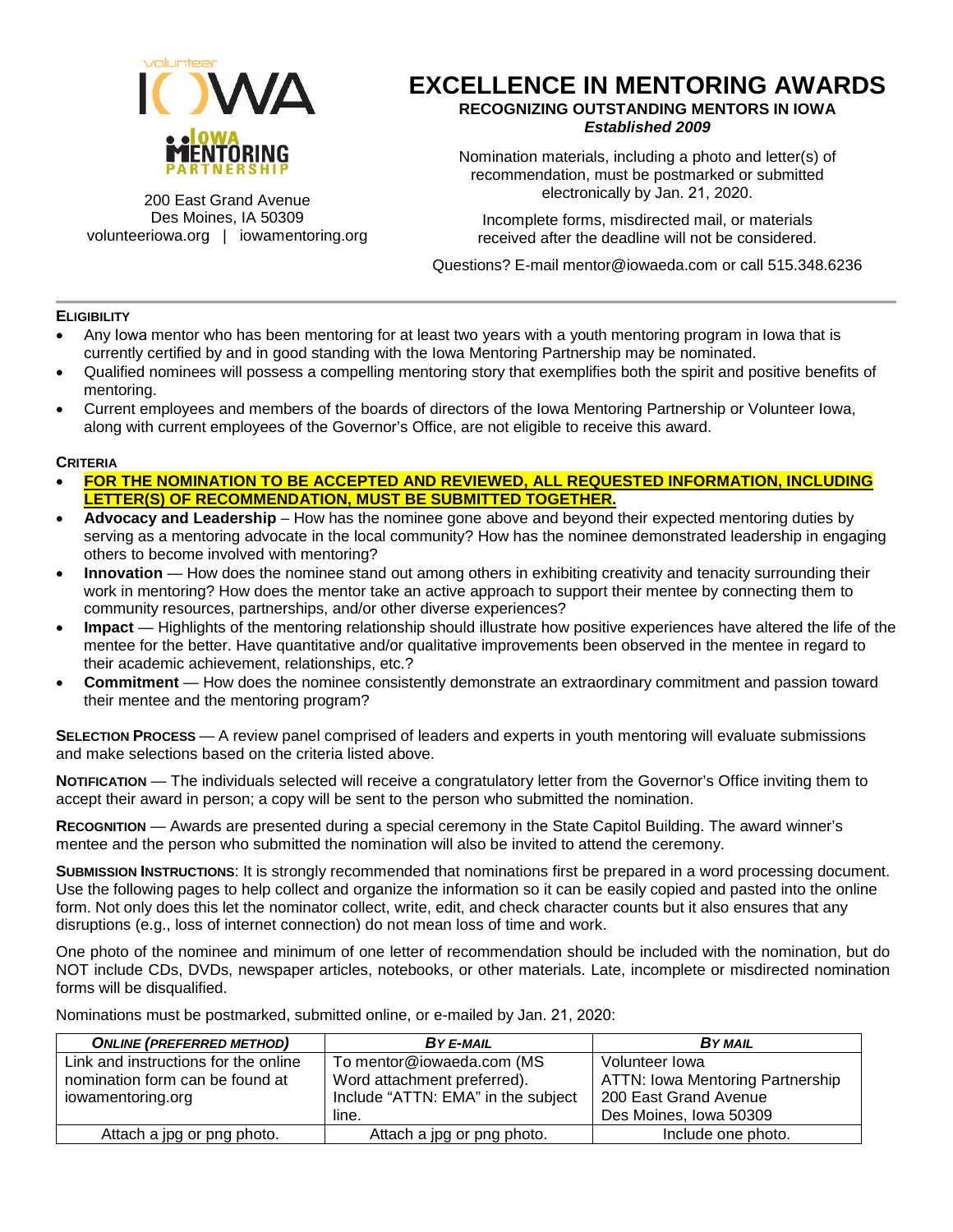volunteer IOWA

IOWA MENTORING PARTNERSHIP

200 East Grand Avenue
Des Moines, IA 50309
volunteeriowa.org | iowamentoring.org

# EXCELLENCE IN MENTORING AWARDS

**RECOGNIZING OUTSTANDING MENTORS IN IOWA**

***Established 2009***

Nomination materials, including a photo and letter(s) of recommendation, must be postmarked or submitted electronically by Jan. 21, 2020.

Incomplete forms, misdirected mail, or materials received after the deadline will not be considered.

Questions? E-mail mentor@iowaeda.com or call 515.348.6236

---

**ELIGIBILITY**

- Any Iowa mentor who has been mentoring for at least two years with a youth mentoring program in Iowa that is currently certified by and in good standing with the Iowa Mentoring Partnership may be nominated.
- Qualified nominees will possess a compelling mentoring story that exemplifies both the spirit and positive benefits of mentoring.
- Current employees and members of the boards of directors of the Iowa Mentoring Partnership or Volunteer Iowa, along with current employees of the Governor's Office, are not eligible to receive this award.

**CRITERIA**

- **FOR THE NOMINATION TO BE ACCEPTED AND REVIEWED, ALL REQUESTED INFORMATION, INCLUDING LETTER(S) OF RECOMMENDATION, MUST BE SUBMITTED TOGETHER.**
- **Advocacy and Leadership** – How has the nominee gone above and beyond their expected mentoring duties by serving as a mentoring advocate in the local community? How has the nominee demonstrated leadership in engaging others to become involved with mentoring?
- **Innovation** — How does the nominee stand out among others in exhibiting creativity and tenacity surrounding their work in mentoring? How does the mentor take an active approach to support their mentee by connecting them to community resources, partnerships, and/or other diverse experiences?
- **Impact** — Highlights of the mentoring relationship should illustrate how positive experiences have altered the life of the mentee for the better. Have quantitative and/or qualitative improvements been observed in the mentee in regard to their academic achievement, relationships, etc.?
- **Commitment** — How does the nominee consistently demonstrate an extraordinary commitment and passion toward their mentee and the mentoring program?

**SELECTION PROCESS** — A review panel comprised of leaders and experts in youth mentoring will evaluate submissions and make selections based on the criteria listed above.

**NOTIFICATION** — The individuals selected will receive a congratulatory letter from the Governor's Office inviting them to accept their award in person; a copy will be sent to the person who submitted the nomination.

**RECOGNITION** — Awards are presented during a special ceremony in the State Capitol Building. The award winner's mentee and the person who submitted the nomination will also be invited to attend the ceremony.

**SUBMISSION INSTRUCTIONS**: It is strongly recommended that nominations first be prepared in a word processing document. Use the following pages to help collect and organize the information so it can be easily copied and pasted into the online form. Not only does this let the nominator collect, write, edit, and check character counts but it also ensures that any disruptions (e.g., loss of internet connection) do not mean loss of time and work.

One photo of the nominee and minimum of one letter of recommendation should be included with the nomination, but do NOT include CDs, DVDs, newspaper articles, notebooks, or other materials. Late, incomplete or misdirected nomination forms will be disqualified.

Nominations must be postmarked, submitted online, or e-mailed by Jan. 21, 2020:

| ***ONLINE (PREFERRED METHOD)*** | ***BY E-MAIL*** | ***BY MAIL*** |
|---|---|---|
| Link and instructions for the online nomination form can be found at iowamentoring.org | To mentor@iowaeda.com (MS Word attachment preferred). Include "ATTN: EMA" in the subject line. | Volunteer Iowa<br>ATTN: Iowa Mentoring Partnership<br>200 East Grand Avenue<br>Des Moines, Iowa 50309 |
| Attach a jpg or png photo. | Attach a jpg or png photo. | Include one photo. |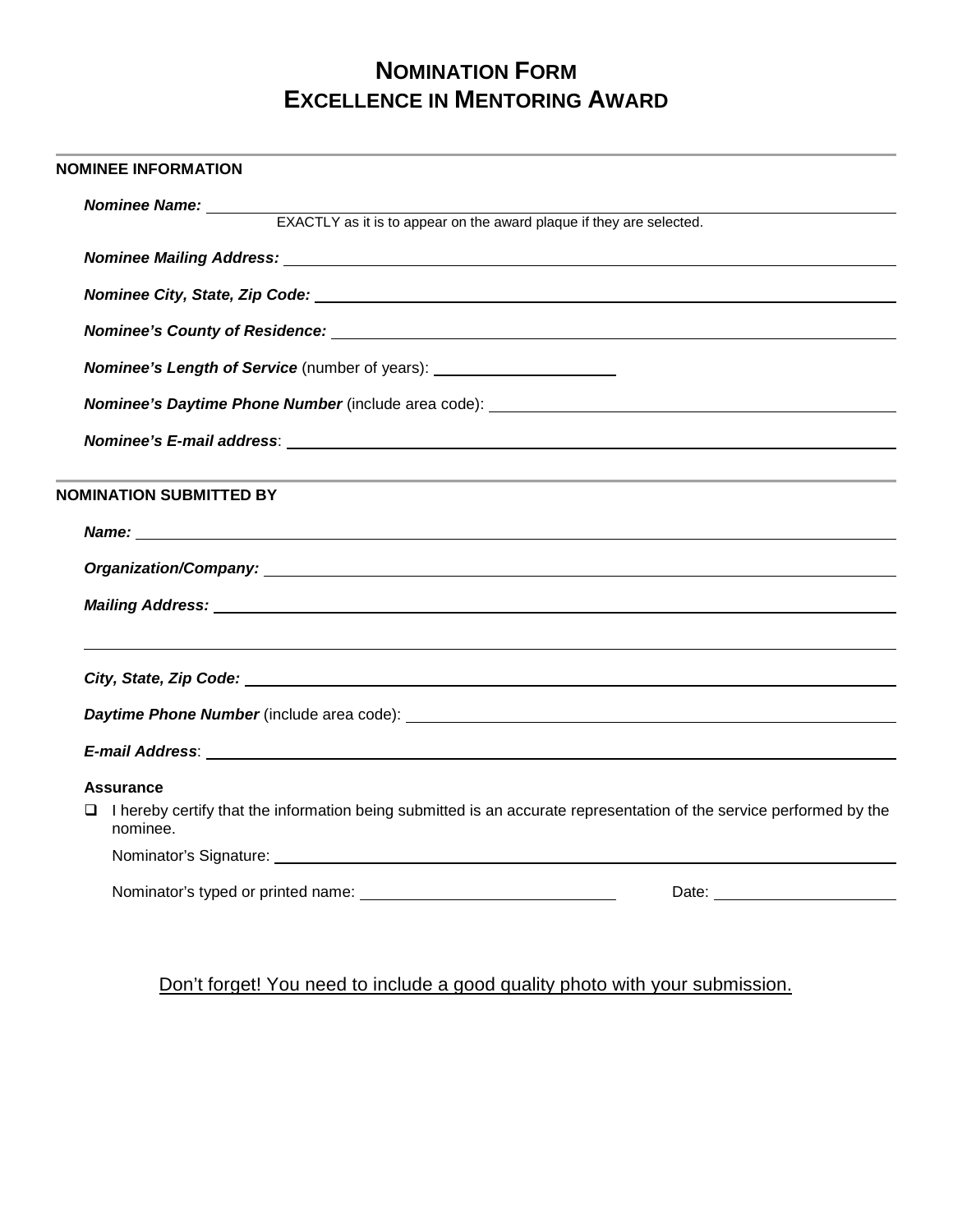# **NOMINATION FORM**
# **EXCELLENCE IN MENTORING AWARD**

---

**NOMINEE INFORMATION**

***Nominee Name:*** ______________________________________________

EXACTLY as it is to appear on the award plaque if they are selected.

***Nominee Mailing Address:*** ______________________________________________

***Nominee City, State, Zip Code:*** ______________________________________________

***Nominee's County of Residence:*** ______________________________________________

***Nominee's Length of Service*** (number of years): ____________________

***Nominee's Daytime Phone Number*** (include area code): ______________________________

***Nominee's E-mail address***: ______________________________________________

---

**NOMINATION SUBMITTED BY**

***Name:*** ______________________________________________

***Organization/Company:*** ______________________________________________

***Mailing Address:*** ______________________________________________

______________________________________________

***City, State, Zip Code:*** ______________________________________________

***Daytime Phone Number*** (include area code): ______________________________

***E-mail Address***: ______________________________________________

**Assurance**

- [ ] I hereby certify that the information being submitted is an accurate representation of the service performed by the nominee.

Nominator's Signature: ______________________________________________

Nominator's typed or printed name: ____________________________ Date: ____________________

Don't forget! You need to include a good quality photo with your submission.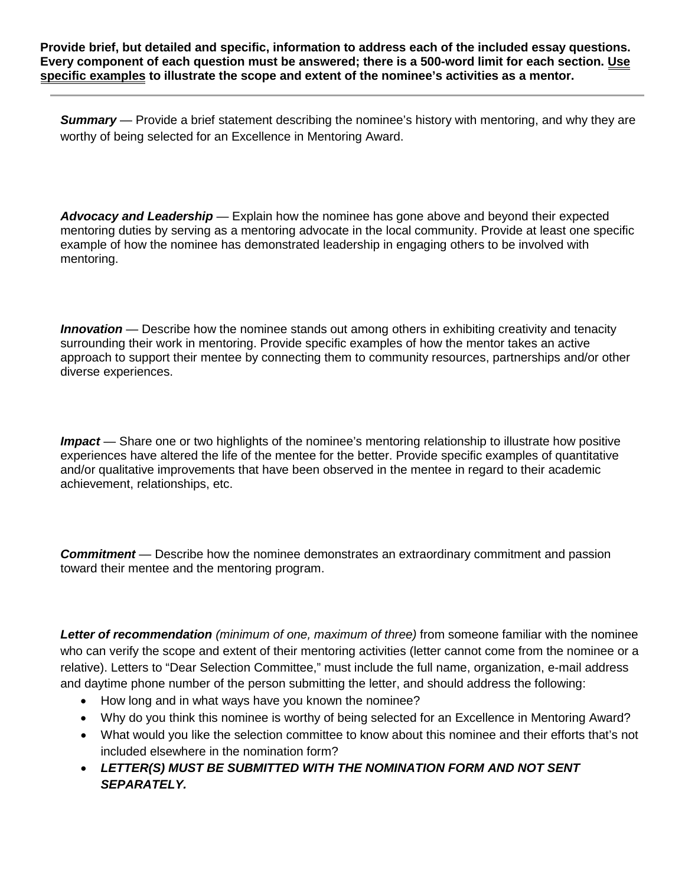**Provide brief, but detailed and specific, information to address each of the included essay questions. Every component of each question must be answered; there is a 500-word limit for each section. <u>Use specific examples</u> to illustrate the scope and extent of the nominee's activities as a mentor.**

---

***Summary*** — Provide a brief statement describing the nominee's history with mentoring, and why they are worthy of being selected for an Excellence in Mentoring Award.

***Advocacy and Leadership*** — Explain how the nominee has gone above and beyond their expected mentoring duties by serving as a mentoring advocate in the local community. Provide at least one specific example of how the nominee has demonstrated leadership in engaging others to be involved with mentoring.

***Innovation*** — Describe how the nominee stands out among others in exhibiting creativity and tenacity surrounding their work in mentoring. Provide specific examples of how the mentor takes an active approach to support their mentee by connecting them to community resources, partnerships and/or other diverse experiences.

***Impact*** — Share one or two highlights of the nominee's mentoring relationship to illustrate how positive experiences have altered the life of the mentee for the better. Provide specific examples of quantitative and/or qualitative improvements that have been observed in the mentee in regard to their academic achievement, relationships, etc.

***Commitment*** — Describe how the nominee demonstrates an extraordinary commitment and passion toward their mentee and the mentoring program.

***Letter of recommendation*** *(minimum of one, maximum of three)* from someone familiar with the nominee who can verify the scope and extent of their mentoring activities (letter cannot come from the nominee or a relative). Letters to "Dear Selection Committee," must include the full name, organization, e-mail address and daytime phone number of the person submitting the letter, and should address the following:

- How long and in what ways have you known the nominee?
- Why do you think this nominee is worthy of being selected for an Excellence in Mentoring Award?
- What would you like the selection committee to know about this nominee and their efforts that's not included elsewhere in the nomination form?
- ***LETTER(S) MUST BE SUBMITTED WITH THE NOMINATION FORM AND NOT SENT SEPARATELY.***